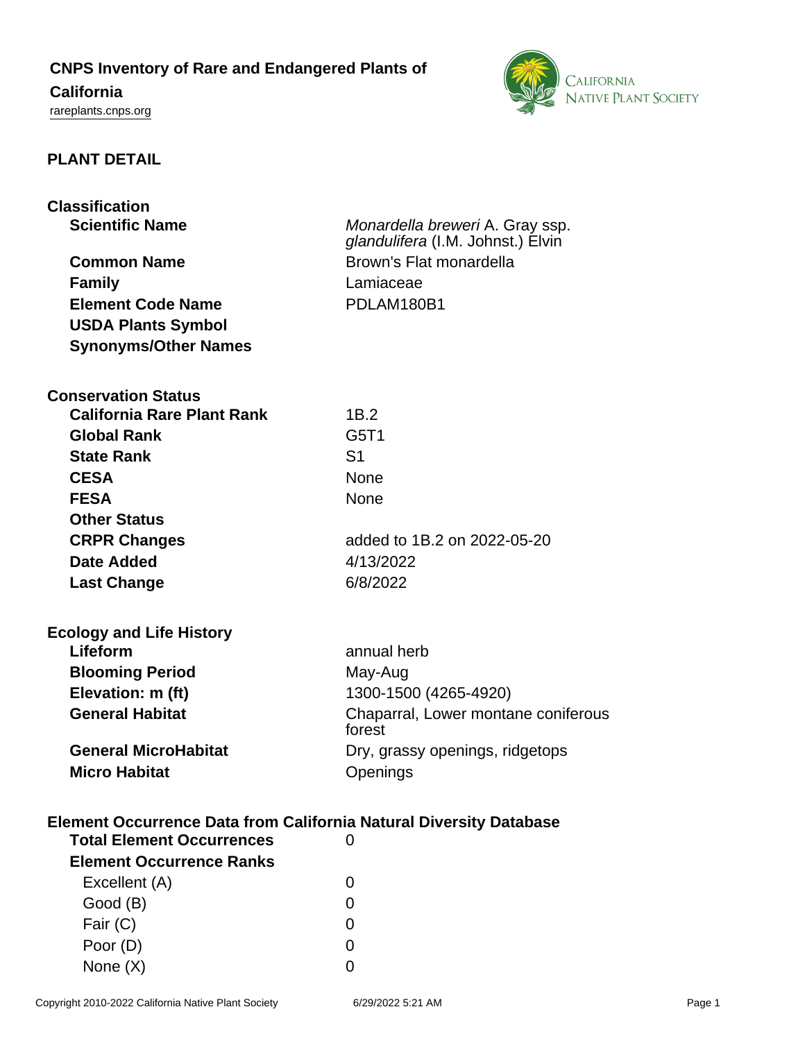# CNPS Inventory of Rare and Endangered Plants of California

rareplants.cnps.org

## PLANT DETAIL

### Classification

| | |
|---|---|
| **Scientific Name** | *Monardella breweri* A. Gray ssp. *glandulifera* (I.M. Johnst.) Elvin |
| **Common Name** | Brown's Flat monardella |
| **Family** | Lamiaceae |
| **Element Code Name** | PDLAM180B1 |
| **USDA Plants Symbol** | |
| **Synonyms/Other Names** | |

### Conservation Status

| | |
|---|---|
| **California Rare Plant Rank** | 1B.2 |
| **Global Rank** | G5T1 |
| **State Rank** | S1 |
| **CESA** | None |
| **FESA** | None |
| **Other Status** | |
| **CRPR Changes** | added to 1B.2 on 2022-05-20 |
| **Date Added** | 4/13/2022 |
| **Last Change** | 6/8/2022 |

### Ecology and Life History

| | |
|---|---|
| **Lifeform** | annual herb |
| **Blooming Period** | May-Aug |
| **Elevation: m (ft)** | 1300-1500 (4265-4920) |
| **General Habitat** | Chaparral, Lower montane coniferous forest |
| **General MicroHabitat** | Dry, grassy openings, ridgetops |
| **Micro Habitat** | Openings |

### Element Occurrence Data from California Natural Diversity Database

| | |
|---|---|
| **Total Element Occurrences** | 0 |
| **Element Occurrence Ranks** | |
| Excellent (A) | 0 |
| Good (B) | 0 |
| Fair (C) | 0 |
| Poor (D) | 0 |
| None (X) | 0 |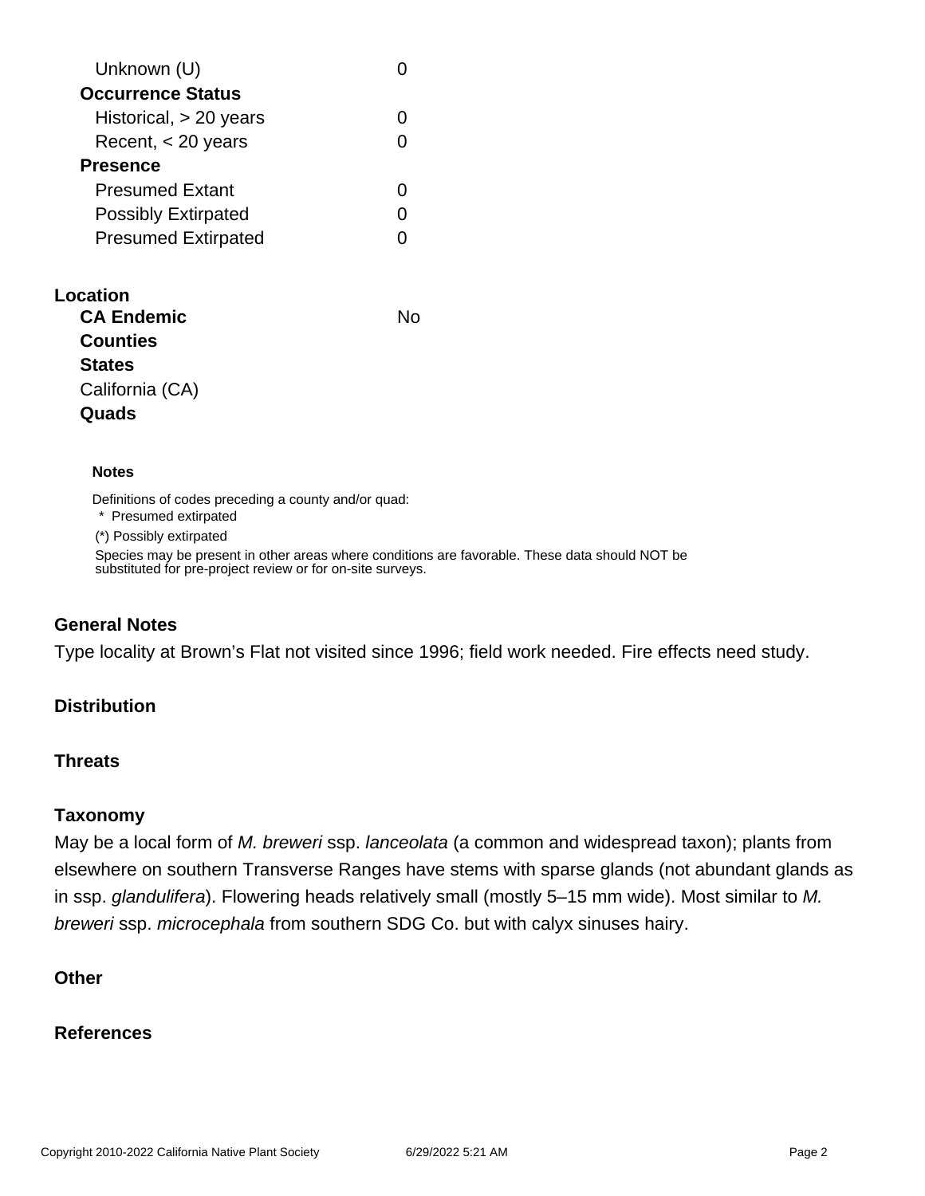| | |
|---|---|
| Unknown (U) | 0 |
| **Occurrence Status** | |
| Historical, > 20 years | 0 |
| Recent, < 20 years | 0 |
| **Presence** | |
| Presumed Extant | 0 |
| Possibly Extirpated | 0 |
| Presumed Extirpated | 0 |

## Location

**CA Endemic** No

**Counties**

**States**

California (CA)

**Quads**

**Notes**

Definitions of codes preceding a county and/or quad:

* Presumed extirpated

(*) Possibly extirpated

Species may be present in other areas where conditions are favorable. These data should NOT be substituted for pre-project review or for on-site surveys.

## General Notes

Type locality at Brown's Flat not visited since 1996; field work needed. Fire effects need study.

## Distribution

## Threats

## Taxonomy

May be a local form of *M. breweri* ssp. *lanceolata* (a common and widespread taxon); plants from elsewhere on southern Transverse Ranges have stems with sparse glands (not abundant glands as in ssp. *glandulifera*). Flowering heads relatively small (mostly 5–15 mm wide). Most similar to *M. breweri* ssp. *microcephala* from southern SDG Co. but with calyx sinuses hairy.

## Other

## References